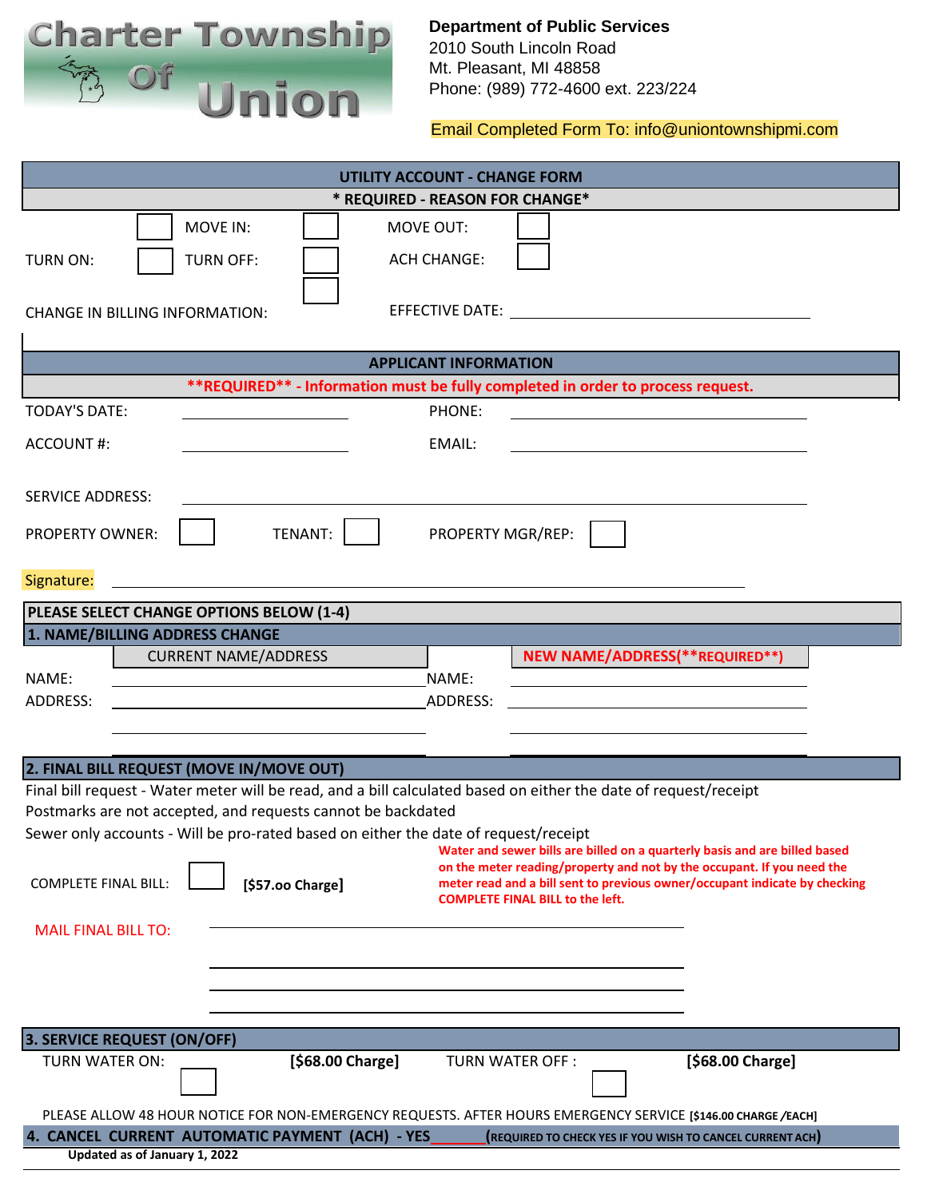# Charter Township of Union

**Department of Public Services**
2010 South Lincoln Road
Mt. Pleasant, MI 48858
Phone: (989) 772-4600 ext. 223/224

Email Completed Form To: info@uniontownshipmi.com

## UTILITY ACCOUNT - CHANGE FORM

**\* REQUIRED - REASON FOR CHANGE\***

MOVE IN: ☐ MOVE OUT: ☐

TURN ON: ☐ TURN OFF: ☐ ACH CHANGE: ☐

CHANGE IN BILLING INFORMATION: ☐ EFFECTIVE DATE: ____________________

## APPLICANT INFORMATION

****REQUIRED** - Information must be fully completed in order to process request.**

TODAY'S DATE: ____________________ PHONE: ____________________

ACCOUNT #: ____________________ EMAIL: ____________________

SERVICE ADDRESS: ________________________________________

PROPERTY OWNER: ☐ TENANT: ☐ PROPERTY MGR/REP: ☐

Signature: ________________________________________

**PLEASE SELECT CHANGE OPTIONS BELOW (1-4)**

### 1. NAME/BILLING ADDRESS CHANGE

| CURRENT NAME/ADDRESS | NEW NAME/ADDRESS(**REQUIRED**) |
|---|---|
| NAME: ____________________ | NAME: ____________________ |
| ADDRESS: ____________________ | ADDRESS: ____________________ |
| ____________________ | ____________________ |
| ____________________ | ____________________ |

### 2. FINAL BILL REQUEST (MOVE IN/MOVE OUT)

Final bill request - Water meter will be read, and a bill calculated based on either the date of request/receipt
Postmarks are not accepted, and requests cannot be backdated
Sewer only accounts - Will be pro-rated based on either the date of request/receipt

COMPLETE FINAL BILL: ☐ **[$57.oo Charge]**

**Water and sewer bills are billed on a quarterly basis and are billed based on the meter reading/property and not by the occupant. If you need the meter read and a bill sent to previous owner/occupant indicate by checking COMPLETE FINAL BILL to the left.**

MAIL FINAL BILL TO: ________________________________________
________________________________________
________________________________________
________________________________________

### 3. SERVICE REQUEST (ON/OFF)

TURN WATER ON: ☐ **[$68.00 Charge]** TURN WATER OFF : ☐ **[$68.00 Charge]**

PLEASE ALLOW 48 HOUR NOTICE FOR NON-EMERGENCY REQUESTS. AFTER HOURS EMERGENCY SERVICE **[$146.00 CHARGE /EACH]**

### 4. CANCEL CURRENT AUTOMATIC PAYMENT (ACH) - YES______ (REQUIRED TO CHECK YES IF YOU WISH TO CANCEL CURRENT ACH)

**Updated as of January 1, 2022**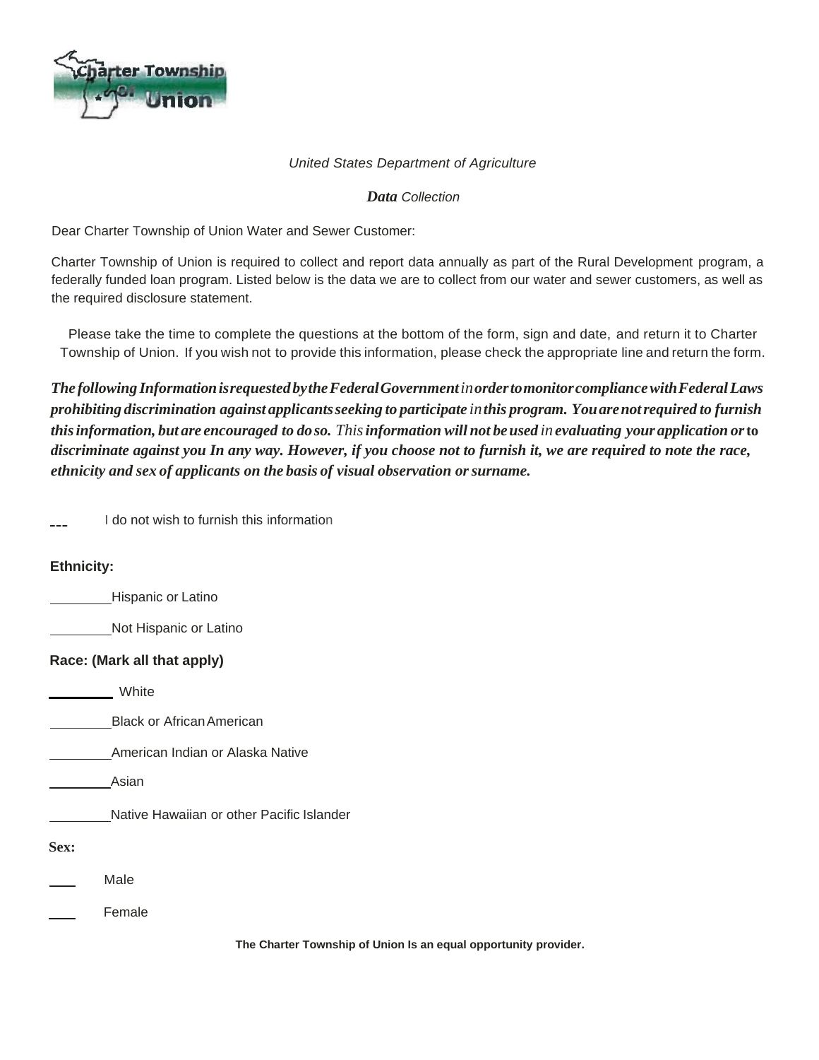Charter Township of Union

*United States Department of Agriculture*

***Data** Collection*

Dear Charter Township of Union Water and Sewer Customer:

Charter Township of Union is required to collect and report data annually as part of the Rural Development program, a federally funded loan program. Listed below is the data we are to collect from our water and sewer customers, as well as the required disclosure statement.

Please take the time to complete the questions at the bottom of the form, sign and date, and return it to Charter Township of Union. If you wish not to provide this information, please check the appropriate line and return the form.

***The following Information is requested by the Federal Government in order to monitor compliance with Federal Laws prohibiting discrimination against applicants seeking to participate in this program. You are not required to furnish this information, but are encouraged to do so. This information will not be used in evaluating your application or to discriminate against you In any way. However, if you choose not to furnish it, we are required to note the race, ethnicity and sex of applicants on the basis of visual observation or surname.***

___ I do not wish to furnish this information

**Ethnicity:**

________Hispanic or Latino

________Not Hispanic or Latino

**Race: (Mark all that apply)**

________ White

________Black or African American

________American Indian or Alaska Native

________Asian

________Native Hawaiian or other Pacific Islander

**Sex:**

___ Male

___ Female

**The Charter Township of Union Is an equal opportunity provider.**